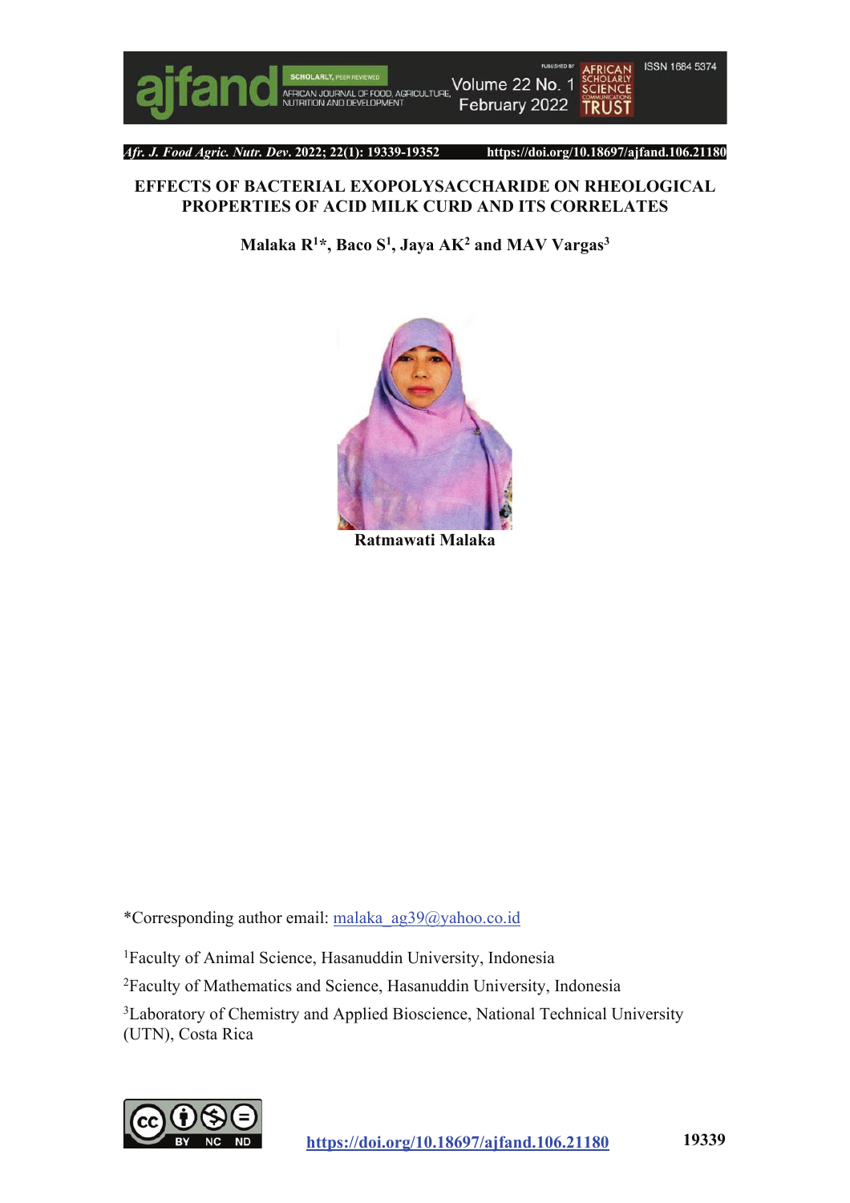# EFFECTS OF BACTERIAL EXOPOLYSACCHARIDE ON RHEOLOGICAL PROPERTIES OF ACID MILK CURD AND ITS CORRELATES

**Malaka R[1]*, Baco S[1], Jaya AK[2] and MAV Vargas[3]**

**Ratmawati Malaka**

*Corresponding author email: malaka_ag39@yahoo.co.id

[1]Faculty of Animal Science, Hasanuddin University, Indonesia

[2]Faculty of Mathematics and Science, Hasanuddin University, Indonesia

[3]Laboratory of Chemistry and Applied Bioscience, National Technical University (UTN), Costa Rica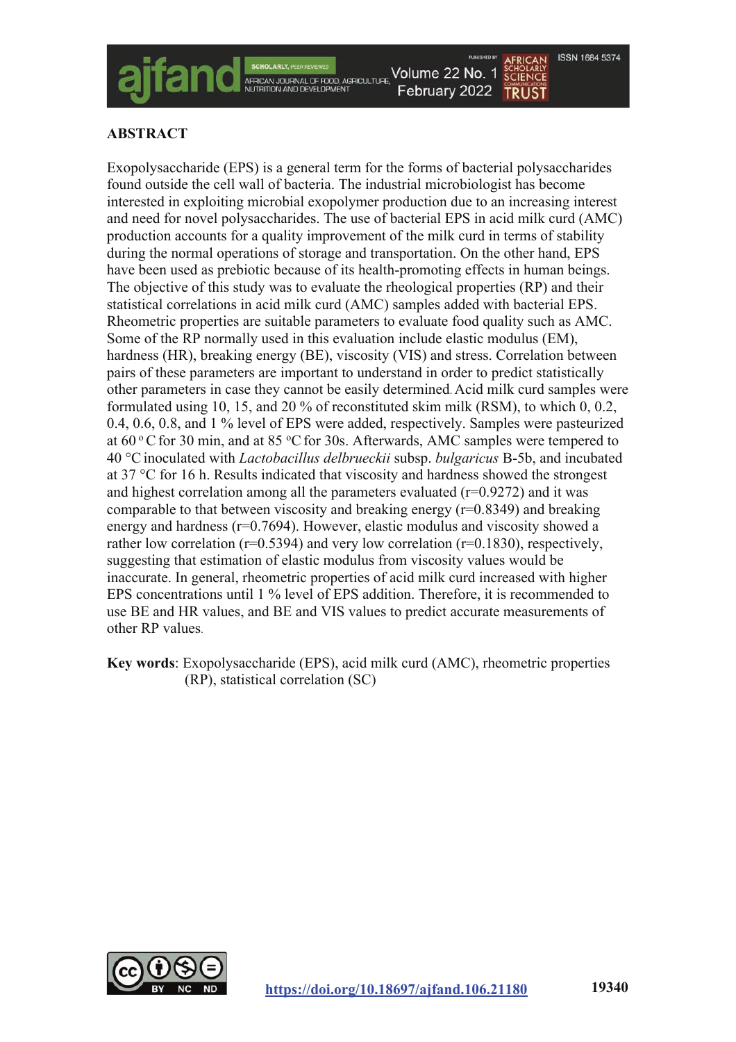## ABSTRACT

Exopolysaccharide (EPS) is a general term for the forms of bacterial polysaccharides found outside the cell wall of bacteria. The industrial microbiologist has become interested in exploiting microbial exopolymer production due to an increasing interest and need for novel polysaccharides. The use of bacterial EPS in acid milk curd (AMC) production accounts for a quality improvement of the milk curd in terms of stability during the normal operations of storage and transportation. On the other hand, EPS have been used as prebiotic because of its health-promoting effects in human beings. The objective of this study was to evaluate the rheological properties (RP) and their statistical correlations in acid milk curd (AMC) samples added with bacterial EPS. Rheometric properties are suitable parameters to evaluate food quality such as AMC. Some of the RP normally used in this evaluation include elastic modulus (EM), hardness (HR), breaking energy (BE), viscosity (VIS) and stress. Correlation between pairs of these parameters are important to understand in order to predict statistically other parameters in case they cannot be easily determined. Acid milk curd samples were formulated using 10, 15, and 20 % of reconstituted skim milk (RSM), to which 0, 0.2, 0.4, 0.6, 0.8, and 1 % level of EPS were added, respectively. Samples were pasteurized at 60 °C for 30 min, and at 85 °C for 30s. Afterwards, AMC samples were tempered to 40 °C inoculated with *Lactobacillus delbrueckii* subsp. *bulgaricus* B-5b, and incubated at 37 °C for 16 h. Results indicated that viscosity and hardness showed the strongest and highest correlation among all the parameters evaluated (r=0.9272) and it was comparable to that between viscosity and breaking energy (r=0.8349) and breaking energy and hardness (r=0.7694). However, elastic modulus and viscosity showed a rather low correlation (r=0.5394) and very low correlation (r=0.1830), respectively, suggesting that estimation of elastic modulus from viscosity values would be inaccurate. In general, rheometric properties of acid milk curd increased with higher EPS concentrations until 1 % level of EPS addition. Therefore, it is recommended to use BE and HR values, and BE and VIS values to predict accurate measurements of other RP values.

**Key words**: Exopolysaccharide (EPS), acid milk curd (AMC), rheometric properties (RP), statistical correlation (SC)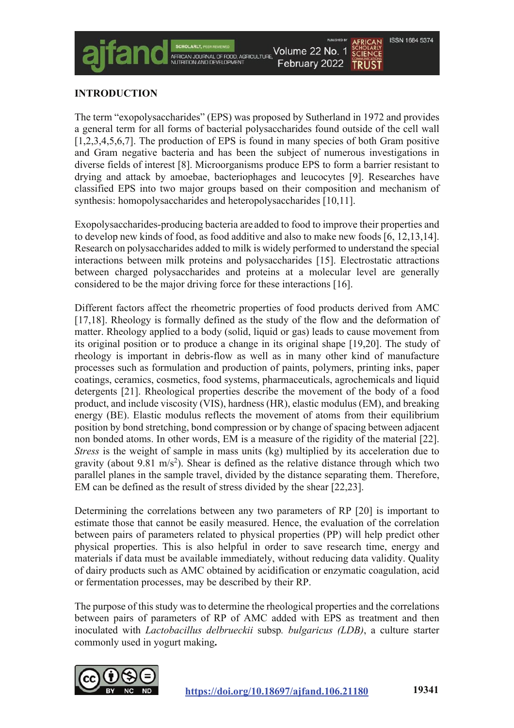## INTRODUCTION

The term "exopolysaccharides" (EPS) was proposed by Sutherland in 1972 and provides a general term for all forms of bacterial polysaccharides found outside of the cell wall [1,2,3,4,5,6,7]. The production of EPS is found in many species of both Gram positive and Gram negative bacteria and has been the subject of numerous investigations in diverse fields of interest [8]. Microorganisms produce EPS to form a barrier resistant to drying and attack by amoebae, bacteriophages and leucocytes [9]. Researches have classified EPS into two major groups based on their composition and mechanism of synthesis: homopolysaccharides and heteropolysaccharides [10,11].

Exopolysaccharides-producing bacteria are added to food to improve their properties and to develop new kinds of food, as food additive and also to make new foods [6, 12,13,14]. Research on polysaccharides added to milk is widely performed to understand the special interactions between milk proteins and polysaccharides [15]. Electrostatic attractions between charged polysaccharides and proteins at a molecular level are generally considered to be the major driving force for these interactions [16].

Different factors affect the rheometric properties of food products derived from AMC [17,18]. Rheology is formally defined as the study of the flow and the deformation of matter. Rheology applied to a body (solid, liquid or gas) leads to cause movement from its original position or to produce a change in its original shape [19,20]. The study of rheology is important in debris-flow as well as in many other kind of manufacture processes such as formulation and production of paints, polymers, printing inks, paper coatings, ceramics, cosmetics, food systems, pharmaceuticals, agrochemicals and liquid detergents [21]. Rheological properties describe the movement of the body of a food product, and include viscosity (VIS), hardness (HR), elastic modulus (EM), and breaking energy (BE). Elastic modulus reflects the movement of atoms from their equilibrium position by bond stretching, bond compression or by change of spacing between adjacent non bonded atoms. In other words, EM is a measure of the rigidity of the material [22]. *Stress* is the weight of sample in mass units (kg) multiplied by its acceleration due to gravity (about 9.81 $m/s^2$). Shear is defined as the relative distance through which two parallel planes in the sample travel, divided by the distance separating them. Therefore, EM can be defined as the result of stress divided by the shear [22,23].

Determining the correlations between any two parameters of RP [20] is important to estimate those that cannot be easily measured. Hence, the evaluation of the correlation between pairs of parameters related to physical properties (PP) will help predict other physical properties. This is also helpful in order to save research time, energy and materials if data must be available immediately, without reducing data validity. Quality of dairy products such as AMC obtained by acidification or enzymatic coagulation, acid or fermentation processes, may be described by their RP.

The purpose of this study was to determine the rheological properties and the correlations between pairs of parameters of RP of AMC added with EPS as treatment and then inoculated with *Lactobacillus delbrueckii* subsp. *bulgaricus (LDB)*, a culture starter commonly used in yogurt making**.**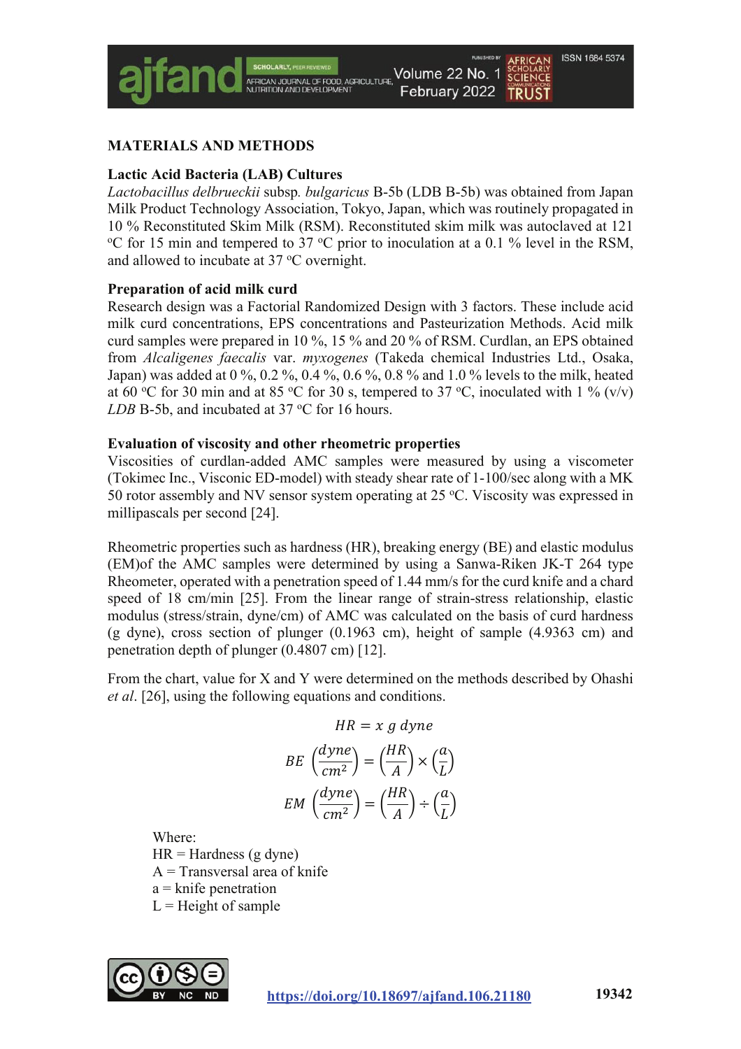## MATERIALS AND METHODS

### Lactic Acid Bacteria (LAB) Cultures

*Lactobacillus delbrueckii* subsp*. bulgaricus* B-5b (LDB B-5b) was obtained from Japan Milk Product Technology Association, Tokyo, Japan, which was routinely propagated in 10 % Reconstituted Skim Milk (RSM). Reconstituted skim milk was autoclaved at 121 ºC for 15 min and tempered to 37 ºC prior to inoculation at a 0.1 % level in the RSM, and allowed to incubate at 37 ºC overnight.

### Preparation of acid milk curd

Research design was a Factorial Randomized Design with 3 factors. These include acid milk curd concentrations, EPS concentrations and Pasteurization Methods. Acid milk curd samples were prepared in 10 %, 15 % and 20 % of RSM. Curdlan, an EPS obtained from *Alcaligenes faecalis* var. *myxogenes* (Takeda chemical Industries Ltd., Osaka, Japan) was added at 0 %, 0.2 %, 0.4 %, 0.6 %, 0.8 % and 1.0 % levels to the milk, heated at 60 ºC for 30 min and at 85 ºC for 30 s, tempered to 37 ºC, inoculated with 1 % (v/v) *LDB* B-5b, and incubated at 37 ºC for 16 hours.

### Evaluation of viscosity and other rheometric properties

Viscosities of curdlan-added AMC samples were measured by using a viscometer (Tokimec Inc., Visconic ED-model) with steady shear rate of 1-100/sec along with a MK 50 rotor assembly and NV sensor system operating at 25 ºC. Viscosity was expressed in millipascals per second [24].

Rheometric properties such as hardness (HR), breaking energy (BE) and elastic modulus (EM)of the AMC samples were determined by using a Sanwa-Riken JK-T 264 type Rheometer, operated with a penetration speed of 1.44 mm/s for the curd knife and a chard speed of 18 cm/min [25]. From the linear range of strain-stress relationship, elastic modulus (stress/strain, dyne/cm) of AMC was calculated on the basis of curd hardness (g dyne), cross section of plunger (0.1963 cm), height of sample (4.9363 cm) and penetration depth of plunger (0.4807 cm) [12].

From the chart, value for X and Y were determined on the methods described by Ohashi *et al*. [26], using the following equations and conditions.

$$HR = x\ g\ dyne$$

$$BE\ \left(\frac{dyne}{cm^2}\right) = \left(\frac{HR}{A}\right) \times \left(\frac{a}{L}\right)$$

$$EM\ \left(\frac{dyne}{cm^2}\right) = \left(\frac{HR}{A}\right) \div \left(\frac{a}{L}\right)$$

Where:
HR = Hardness (g dyne)
A = Transversal area of knife
a = knife penetration
L = Height of sample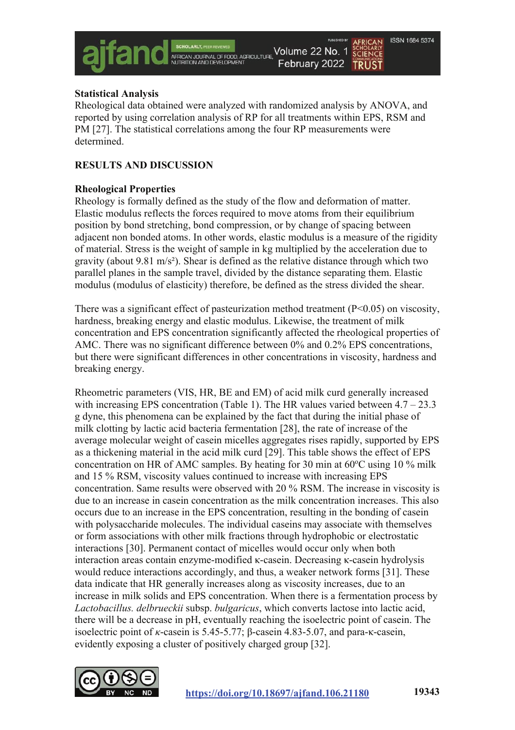**Statistical Analysis**

Rheological data obtained were analyzed with randomized analysis by ANOVA, and reported by using correlation analysis of RP for all treatments within EPS, RSM and PM [27]. The statistical correlations among the four RP measurements were determined.

## RESULTS AND DISCUSSION

**Rheological Properties**

Rheology is formally defined as the study of the flow and deformation of matter. Elastic modulus reflects the forces required to move atoms from their equilibrium position by bond stretching, bond compression, or by change of spacing between adjacent non bonded atoms. In other words, elastic modulus is a measure of the rigidity of material. Stress is the weight of sample in kg multiplied by the acceleration due to gravity (about 9.81 m/s²). Shear is defined as the relative distance through which two parallel planes in the sample travel, divided by the distance separating them. Elastic modulus (modulus of elasticity) therefore, be defined as the stress divided the shear.

There was a significant effect of pasteurization method treatment ($P<0.05$) on viscosity, hardness, breaking energy and elastic modulus. Likewise, the treatment of milk concentration and EPS concentration significantly affected the rheological properties of AMC. There was no significant difference between 0% and 0.2% EPS concentrations, but there were significant differences in other concentrations in viscosity, hardness and breaking energy.

Rheometric parameters (VIS, HR, BE and EM) of acid milk curd generally increased with increasing EPS concentration (Table 1). The HR values varied between 4.7 – 23.3 g dyne, this phenomena can be explained by the fact that during the initial phase of milk clotting by lactic acid bacteria fermentation [28], the rate of increase of the average molecular weight of casein micelles aggregates rises rapidly, supported by EPS as a thickening material in the acid milk curd [29]. This table shows the effect of EPS concentration on HR of AMC samples. By heating for 30 min at 60ºC using 10 % milk and 15 % RSM, viscosity values continued to increase with increasing EPS concentration. Same results were observed with 20 % RSM. The increase in viscosity is due to an increase in casein concentration as the milk concentration increases. This also occurs due to an increase in the EPS concentration, resulting in the bonding of casein with polysaccharide molecules. The individual caseins may associate with themselves or form associations with other milk fractions through hydrophobic or electrostatic interactions [30]. Permanent contact of micelles would occur only when both interaction areas contain enzyme-modified κ-casein. Decreasing κ-casein hydrolysis would reduce interactions accordingly, and thus, a weaker network forms [31]. These data indicate that HR generally increases along as viscosity increases, due to an increase in milk solids and EPS concentration. When there is a fermentation process by *Lactobacillus. delbrueckii* subsp. *bulgaricus*, which converts lactose into lactic acid, there will be a decrease in pH, eventually reaching the isoelectric point of casein. The isoelectric point of *κ*-casein is 5.45-5.77; β-casein 4.83-5.07, and para-κ-casein, evidently exposing a cluster of positively charged group [32].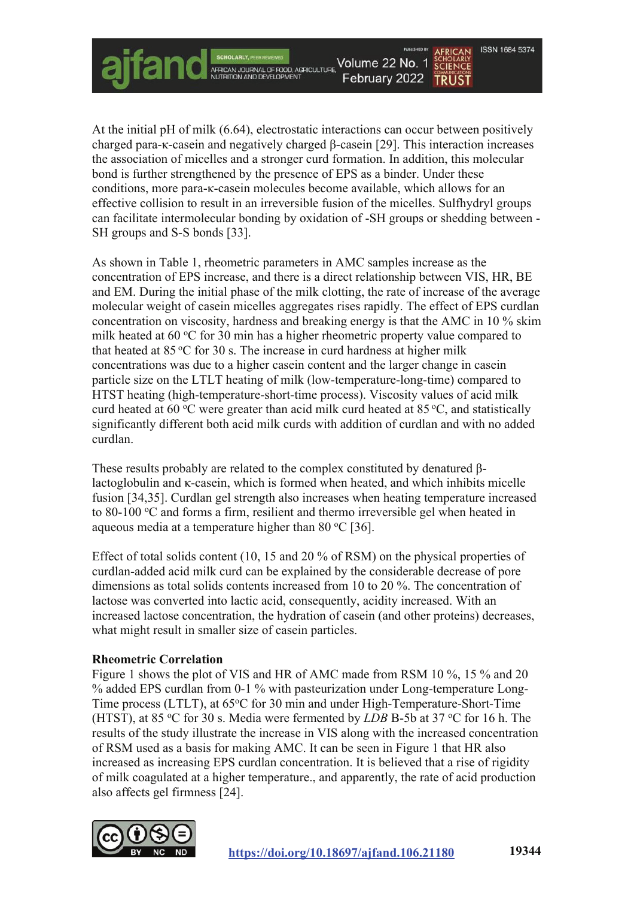At the initial pH of milk (6.64), electrostatic interactions can occur between positively charged para-κ-casein and negatively charged β-casein [29]. This interaction increases the association of micelles and a stronger curd formation. In addition, this molecular bond is further strengthened by the presence of EPS as a binder. Under these conditions, more para-κ-casein molecules become available, which allows for an effective collision to result in an irreversible fusion of the micelles. Sulfhydryl groups can facilitate intermolecular bonding by oxidation of -SH groups or shedding between -SH groups and S-S bonds [33].

As shown in Table 1, rheometric parameters in AMC samples increase as the concentration of EPS increase, and there is a direct relationship between VIS, HR, BE and EM. During the initial phase of the milk clotting, the rate of increase of the average molecular weight of casein micelles aggregates rises rapidly. The effect of EPS curdlan concentration on viscosity, hardness and breaking energy is that the AMC in 10 % skim milk heated at 60 °C for 30 min has a higher rheometric property value compared to that heated at 85 °C for 30 s. The increase in curd hardness at higher milk concentrations was due to a higher casein content and the larger change in casein particle size on the LTLT heating of milk (low-temperature-long-time) compared to HTST heating (high-temperature-short-time process). Viscosity values of acid milk curd heated at 60 °C were greater than acid milk curd heated at 85 °C, and statistically significantly different both acid milk curds with addition of curdlan and with no added curdlan.

These results probably are related to the complex constituted by denatured β-lactoglobulin and κ-casein, which is formed when heated, and which inhibits micelle fusion [34,35]. Curdlan gel strength also increases when heating temperature increased to 80-100 °C and forms a firm, resilient and thermo irreversible gel when heated in aqueous media at a temperature higher than 80 °C [36].

Effect of total solids content (10, 15 and 20 % of RSM) on the physical properties of curdlan-added acid milk curd can be explained by the considerable decrease of pore dimensions as total solids contents increased from 10 to 20 %. The concentration of lactose was converted into lactic acid, consequently, acidity increased. With an increased lactose concentration, the hydration of casein (and other proteins) decreases, what might result in smaller size of casein particles.

**Rheometric Correlation**

Figure 1 shows the plot of VIS and HR of AMC made from RSM 10 %, 15 % and 20 % added EPS curdlan from 0-1 % with pasteurization under Long-temperature Long-Time process (LTLT), at 65°C for 30 min and under High-Temperature-Short-Time (HTST), at 85 °C for 30 s. Media were fermented by *LDB* B-5b at 37 °C for 16 h. The results of the study illustrate the increase in VIS along with the increased concentration of RSM used as a basis for making AMC. It can be seen in Figure 1 that HR also increased as increasing EPS curdlan concentration. It is believed that a rise of rigidity of milk coagulated at a higher temperature., and apparently, the rate of acid production also affects gel firmness [24].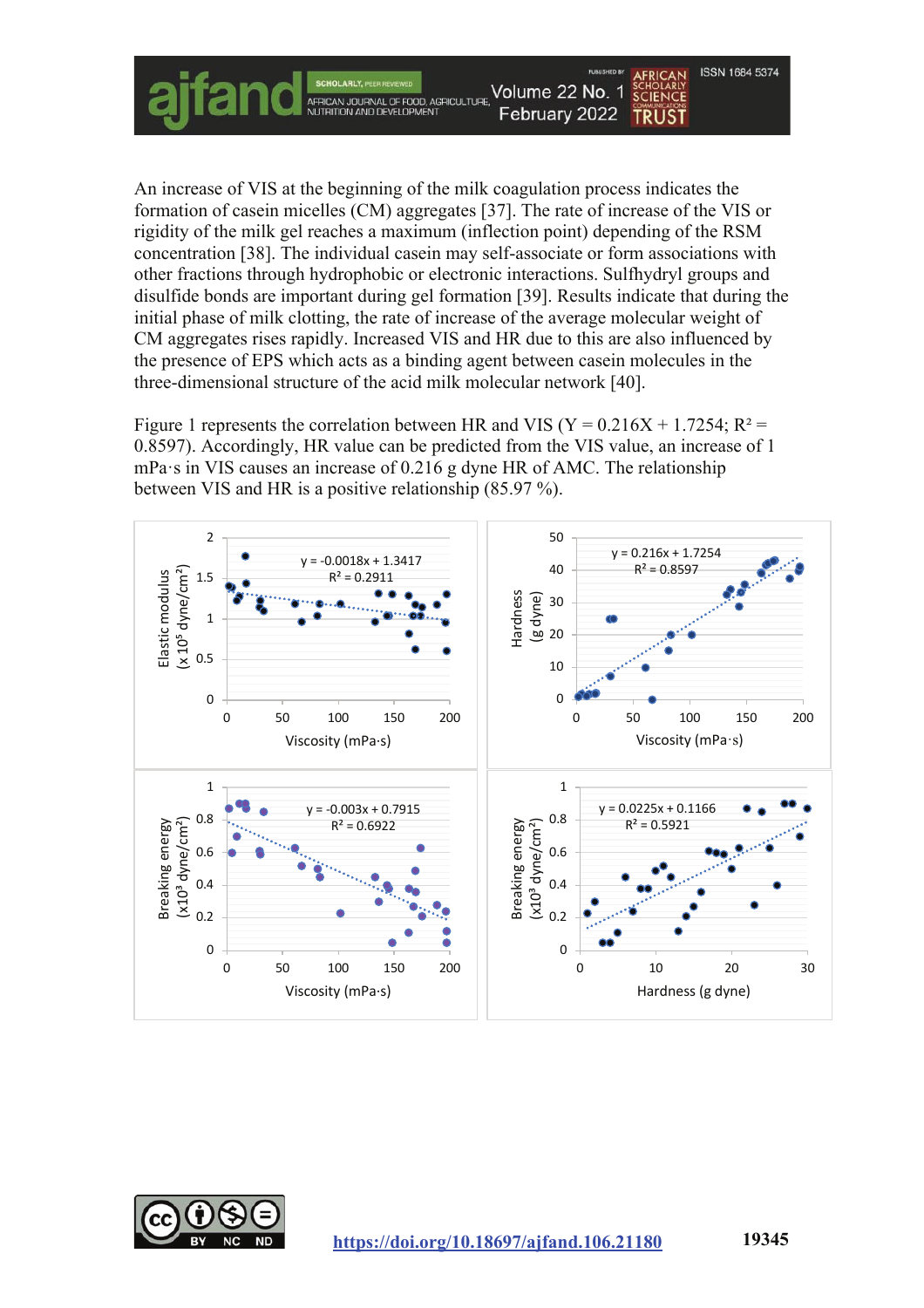An increase of VIS at the beginning of the milk coagulation process indicates the formation of casein micelles (CM) aggregates [37]. The rate of increase of the VIS or rigidity of the milk gel reaches a maximum (inflection point) depending of the RSM concentration [38]. The individual casein may self-associate or form associations with other fractions through hydrophobic or electronic interactions. Sulfhydryl groups and disulfide bonds are important during gel formation [39]. Results indicate that during the initial phase of milk clotting, the rate of increase of the average molecular weight of CM aggregates rises rapidly. Increased VIS and HR due to this are also influenced by the presence of EPS which acts as a binding agent between casein molecules in the three-dimensional structure of the acid milk molecular network [40].

Figure 1 represents the correlation between HR and VIS ($Y = 0.216X + 1.7254$; $R^2 = 0.8597$). Accordingly, HR value can be predicted from the VIS value, an increase of 1 mPa·s in VIS causes an increase of 0.216 g dyne HR of AMC. The relationship between VIS and HR is a positive relationship (85.97 %).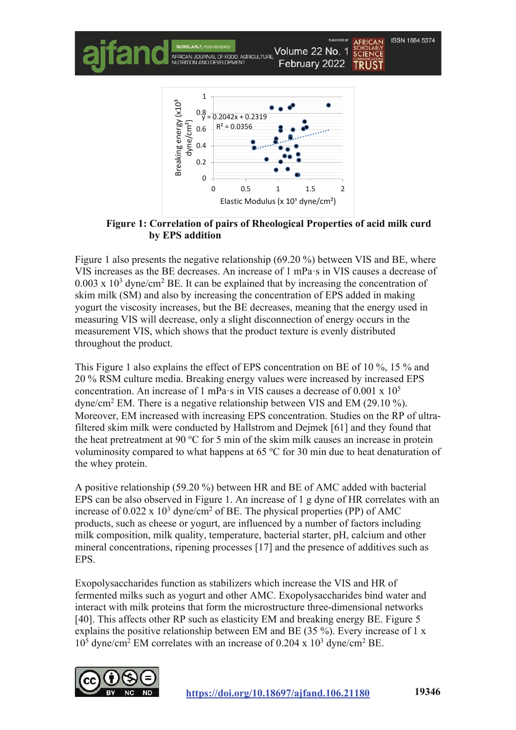**Figure 1: Correlation of pairs of Rheological Properties of acid milk curd by EPS addition**

Figure 1 also presents the negative relationship (69.20 %) between VIS and BE, where VIS increases as the BE decreases. An increase of 1 mPa·s in VIS causes a decrease of 0.003 x $10^3$ dyne/cm$^2$ BE. It can be explained that by increasing the concentration of skim milk (SM) and also by increasing the concentration of EPS added in making yogurt the viscosity increases, but the BE decreases, meaning that the energy used in measuring VIS will decrease, only a slight disconnection of energy occurs in the measurement VIS, which shows that the product texture is evenly distributed throughout the product.

This Figure 1 also explains the effect of EPS concentration on BE of 10 %, 15 % and 20 % RSM culture media. Breaking energy values were increased by increased EPS concentration. An increase of 1 mPa·s in VIS causes a decrease of 0.001 x $10^5$ dyne/cm$^2$ EM. There is a negative relationship between VIS and EM (29.10 %). Moreover, EM increased with increasing EPS concentration. Studies on the RP of ultra-filtered skim milk were conducted by Hallstrom and Dejmek [61] and they found that the heat pretreatment at 90 °C for 5 min of the skim milk causes an increase in protein voluminosity compared to what happens at 65 °C for 30 min due to heat denaturation of the whey protein.

A positive relationship (59.20 %) between HR and BE of AMC added with bacterial EPS can be also observed in Figure 1. An increase of 1 g dyne of HR correlates with an increase of 0.022 x $10^3$ dyne/cm$^2$ of BE. The physical properties (PP) of AMC products, such as cheese or yogurt, are influenced by a number of factors including milk composition, milk quality, temperature, bacterial starter, pH, calcium and other mineral concentrations, ripening processes [17] and the presence of additives such as EPS.

Exopolysaccharides function as stabilizers which increase the VIS and HR of fermented milks such as yogurt and other AMC. Exopolysaccharides bind water and interact with milk proteins that form the microstructure three-dimensional networks [40]. This affects other RP such as elasticity EM and breaking energy BE. Figure 5 explains the positive relationship between EM and BE (35 %). Every increase of 1 x $10^5$ dyne/cm$^2$ EM correlates with an increase of 0.204 x $10^3$ dyne/cm$^2$ BE.

https://doi.org/10.18697/ajfand.106.21180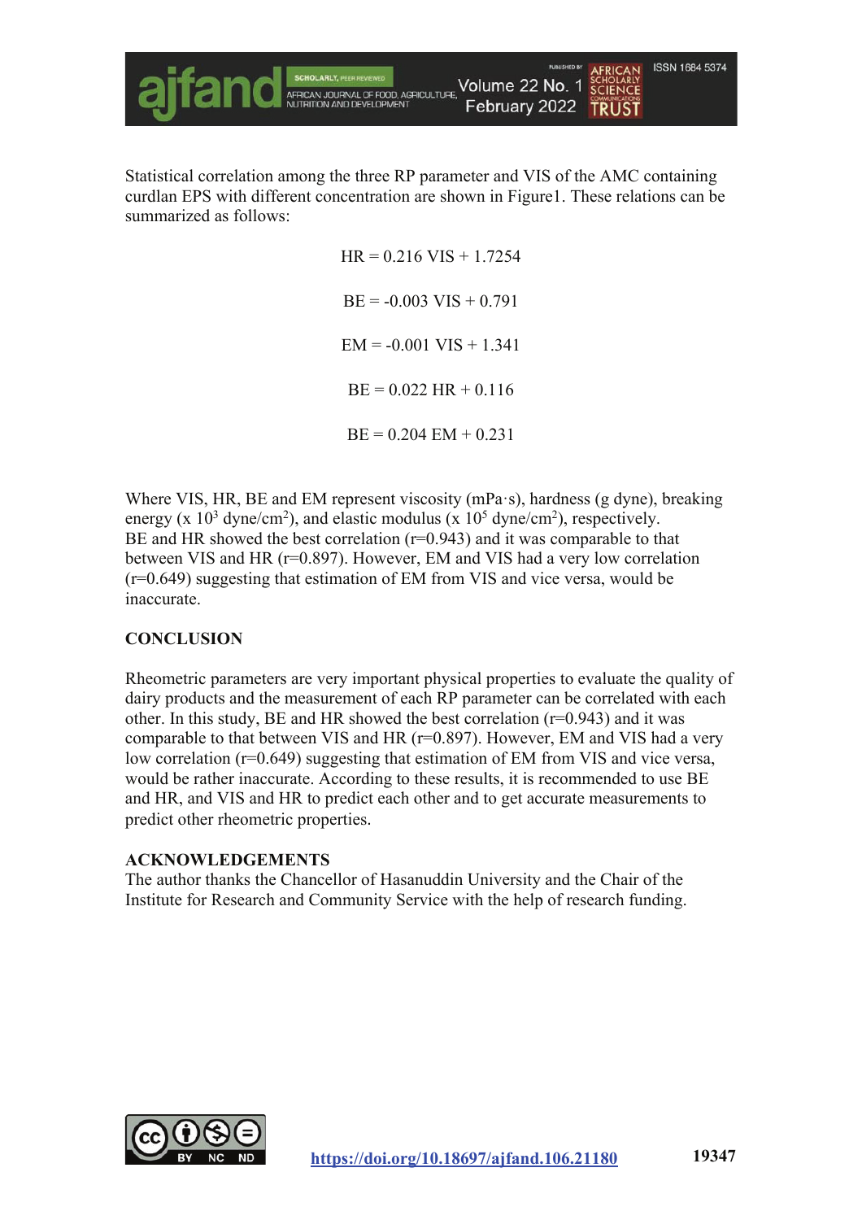Statistical correlation among the three RP parameter and VIS of the AMC containing curdlan EPS with different concentration are shown in Figure1. These relations can be summarized as follows:

$$HR = 0.216\ VIS + 1.7254$$

$$BE = -0.003\ VIS + 0.791$$

$$EM = -0.001\ VIS + 1.341$$

$$BE = 0.022\ HR + 0.116$$

$$BE = 0.204\ EM + 0.231$$

Where VIS, HR, BE and EM represent viscosity (mPa·s), hardness (g dyne), breaking energy (x $10^3$ dyne/cm$^2$), and elastic modulus (x $10^5$ dyne/cm$^2$), respectively.
BE and HR showed the best correlation (r=0.943) and it was comparable to that between VIS and HR (r=0.897). However, EM and VIS had a very low correlation (r=0.649) suggesting that estimation of EM from VIS and vice versa, would be inaccurate.

## CONCLUSION

Rheometric parameters are very important physical properties to evaluate the quality of dairy products and the measurement of each RP parameter can be correlated with each other. In this study, BE and HR showed the best correlation (r=0.943) and it was comparable to that between VIS and HR (r=0.897). However, EM and VIS had a very low correlation (r=0.649) suggesting that estimation of EM from VIS and vice versa, would be rather inaccurate. According to these results, it is recommended to use BE and HR, and VIS and HR to predict each other and to get accurate measurements to predict other rheometric properties.

## ACKNOWLEDGEMENTS

The author thanks the Chancellor of Hasanuddin University and the Chair of the Institute for Research and Community Service with the help of research funding.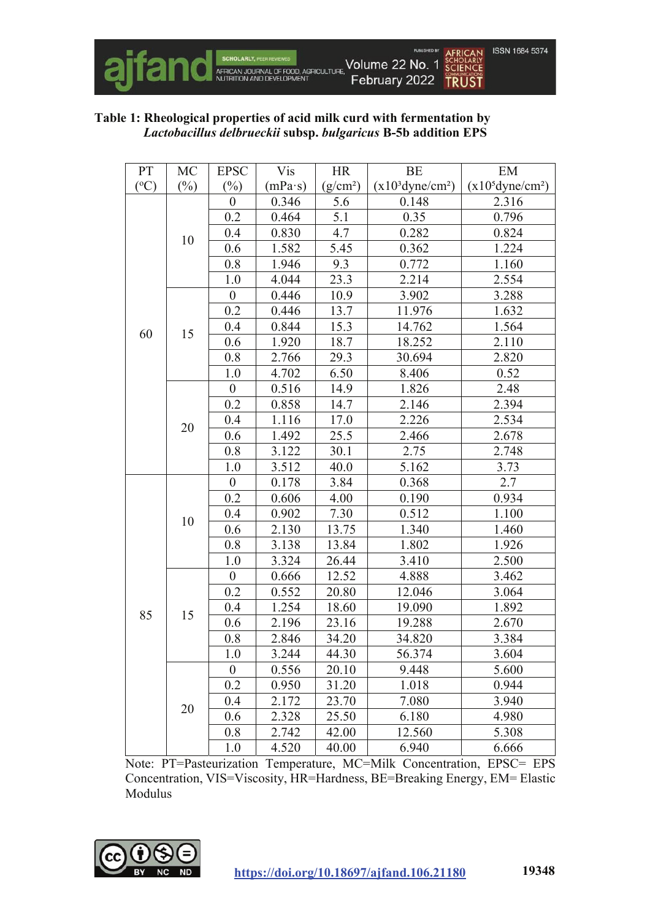**Table 1: Rheological properties of acid milk curd with fermentation by *Lactobacillus delbrueckii* subsp. *bulgaricus* B-5b addition EPS**

| PT (ºC) | MC (%) | EPSC (%) | Vis (mPa·s) | HR (g/cm²) | BE (x10³dyne/cm²) | EM (x10⁵dyne/cm²) |
|---|---|---|---|---|---|---|
| 60 | 10 | 0 | 0.346 | 5.6 | 0.148 | 2.316 |
| | | 0.2 | 0.464 | 5.1 | 0.35 | 0.796 |
| | | 0.4 | 0.830 | 4.7 | 0.282 | 0.824 |
| | | 0.6 | 1.582 | 5.45 | 0.362 | 1.224 |
| | | 0.8 | 1.946 | 9.3 | 0.772 | 1.160 |
| | | 1.0 | 4.044 | 23.3 | 2.214 | 2.554 |
| | 15 | 0 | 0.446 | 10.9 | 3.902 | 3.288 |
| | | 0.2 | 0.446 | 13.7 | 11.976 | 1.632 |
| | | 0.4 | 0.844 | 15.3 | 14.762 | 1.564 |
| | | 0.6 | 1.920 | 18.7 | 18.252 | 2.110 |
| | | 0.8 | 2.766 | 29.3 | 30.694 | 2.820 |
| | | 1.0 | 4.702 | 6.50 | 8.406 | 0.52 |
| | 20 | 0 | 0.516 | 14.9 | 1.826 | 2.48 |
| | | 0.2 | 0.858 | 14.7 | 2.146 | 2.394 |
| | | 0.4 | 1.116 | 17.0 | 2.226 | 2.534 |
| | | 0.6 | 1.492 | 25.5 | 2.466 | 2.678 |
| | | 0.8 | 3.122 | 30.1 | 2.75 | 2.748 |
| | | 1.0 | 3.512 | 40.0 | 5.162 | 3.73 |
| 85 | 10 | 0 | 0.178 | 3.84 | 0.368 | 2.7 |
| | | 0.2 | 0.606 | 4.00 | 0.190 | 0.934 |
| | | 0.4 | 0.902 | 7.30 | 0.512 | 1.100 |
| | | 0.6 | 2.130 | 13.75 | 1.340 | 1.460 |
| | | 0.8 | 3.138 | 13.84 | 1.802 | 1.926 |
| | | 1.0 | 3.324 | 26.44 | 3.410 | 2.500 |
| | 15 | 0 | 0.666 | 12.52 | 4.888 | 3.462 |
| | | 0.2 | 0.552 | 20.80 | 12.046 | 3.064 |
| | | 0.4 | 1.254 | 18.60 | 19.090 | 1.892 |
| | | 0.6 | 2.196 | 23.16 | 19.288 | 2.670 |
| | | 0.8 | 2.846 | 34.20 | 34.820 | 3.384 |
| | | 1.0 | 3.244 | 44.30 | 56.374 | 3.604 |
| | 20 | 0 | 0.556 | 20.10 | 9.448 | 5.600 |
| | | 0.2 | 0.950 | 31.20 | 1.018 | 0.944 |
| | | 0.4 | 2.172 | 23.70 | 7.080 | 3.940 |
| | | 0.6 | 2.328 | 25.50 | 6.180 | 4.980 |
| | | 0.8 | 2.742 | 42.00 | 12.560 | 5.308 |
| | | 1.0 | 4.520 | 40.00 | 6.940 | 6.666 |

Note: PT=Pasteurization Temperature, MC=Milk Concentration, EPSC= EPS Concentration, VIS=Viscosity, HR=Hardness, BE=Breaking Energy, EM= Elastic Modulus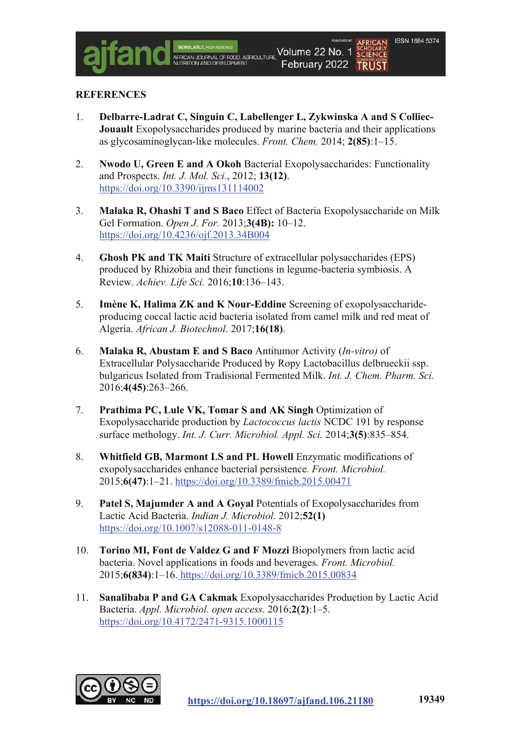## REFERENCES

1. **Delbarre-Ladrat C, Singuin C, Labellenger L, Zykwinska A and S Colliec-Jouault** Exopolysaccharides produced by marine bacteria and their applications as glycosaminoglycan-like molecules. *Front. Chem.* 2014; **2(85)**:1–15.

2. **Nwodo U, Green E and A Okoh** Bacterial Exopolysaccharides: Functionality and Prospects. *Int. J. Mol. Sci.*, 2012; **13(12)**. https://doi.org/10.3390/ijms131114002

3. **Malaka R, Ohashi T and S Baco** Effect of Bacteria Exopolysaccharide on Milk Gel Formation. *Open J. For.* 2013;**3(4B):** 10–12. https://doi.org/10.4236/ojf.2013.34B004

4. **Ghosh PK and TK Maiti** Structure of extracellular polysaccharides (EPS) produced by Rhizobia and their functions in legume-bacteria symbiosis. A Review. *Achiev. Life Sci.* 2016;**10**:136–143.

5. **Imène K, Halima ZK and K Nour-Eddine** Screening of exopolysaccharide-producing coccal lactic acid bacteria isolated from camel milk and red meat of Algeria. *African J. Biotechnol.* 2017;**16(18)**.

6. **Malaka R, Abustam E and S Baco** Antitumor Activity (*In-vitro)* of Extracellular Polysaccharide Produced by Ropy Lactobacillus delbrueckii ssp. bulgaricus Isolated from Tradisional Fermented Milk. *Int. J. Chem. Pharm. Sci.* 2016;**4(45)**:263–266.

7. **Prathima PC, Lule VK, Tomar S and AK Singh** Optimization of Exopolysaccharide production by *Lactococcus lactis* NCDC 191 by response surface methodology. *Int. J. Curr. Microbiol. Appl. Sci.* 2014;**3(5)**:835–854.

8. **Whitfield GB, Marmont LS and PL Howell** Enzymatic modifications of exopolysaccharides enhance bacterial persistence*. Front. Microbiol.* 2015;**6(47)**:1–21. https://doi.org/10.3389/fmicb.2015.00471

9. **Patel S, Majumder A and A Goyal** Potentials of Exopolysaccharides from Lactic Acid Bacteria. *Indian J. Microbiol.* 2012;**52(1)** https://doi.org/10.1007/s12088-011-0148-8

10. **Torino MI, Font de Valdez G and F Mozzi** Biopolymers from lactic acid bacteria. Novel applications in foods and beverages*. Front. Microbiol.* 2015;**6(834)**:1–16. https://doi.org/10.3389/fmicb.2015.00834

11. **Sanalibaba P and GA Cakmak** Exopolysaccharides Production by Lactic Acid Bacteria. *Appl. Microbiol. open access*. 2016;**2(2)**:1–5. https://doi.org/10.4172/2471-9315.1000115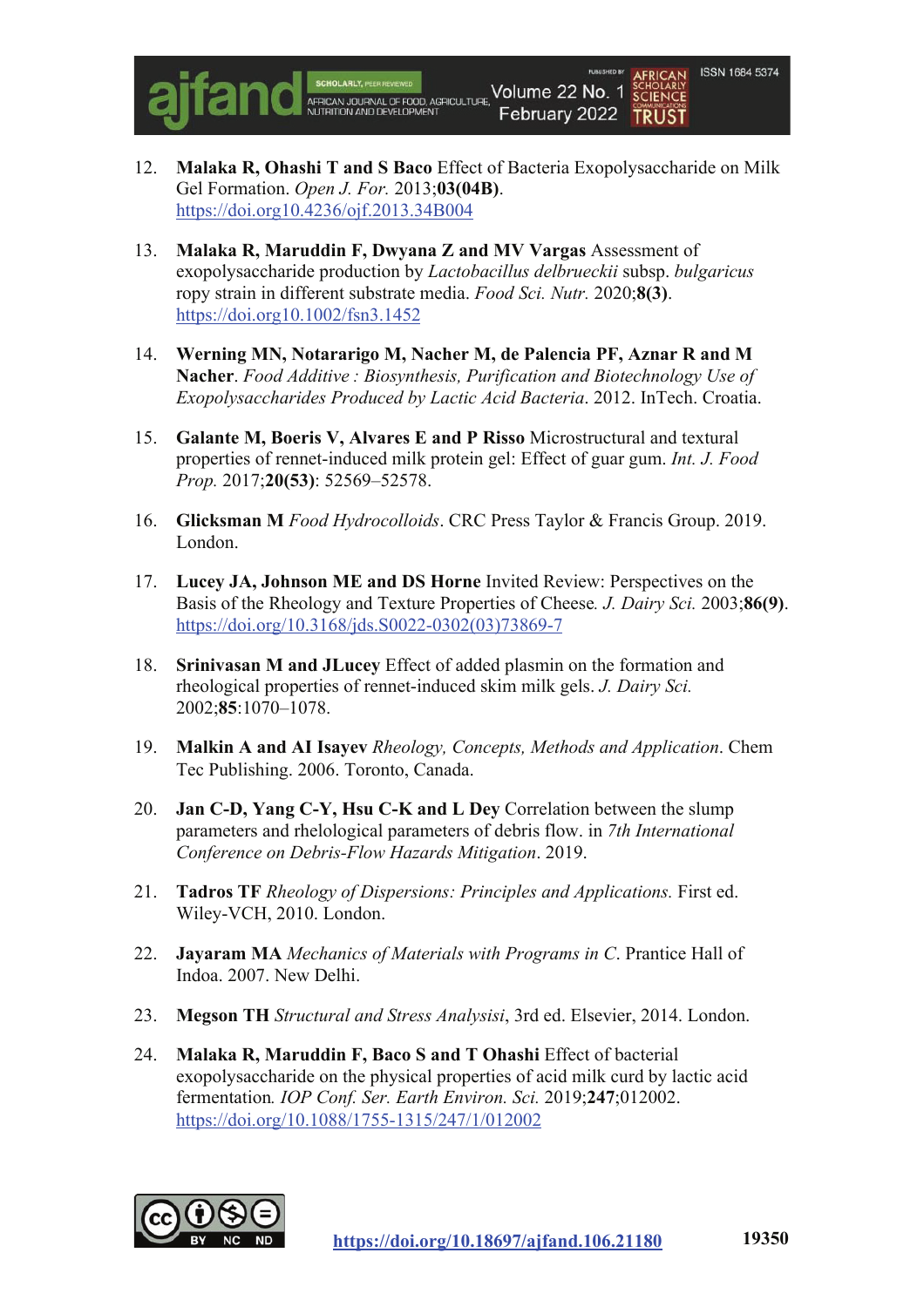12. **Malaka R, Ohashi T and S Baco** Effect of Bacteria Exopolysaccharide on Milk Gel Formation. *Open J. For.* 2013;**03(04B)**. https://doi.org10.4236/ojf.2013.34B004

13. **Malaka R, Maruddin F, Dwyana Z and MV Vargas** Assessment of exopolysaccharide production by *Lactobacillus delbrueckii* subsp. *bulgaricus* ropy strain in different substrate media. *Food Sci. Nutr.* 2020;**8(3)**. https://doi.org10.1002/fsn3.1452

14. **Werning MN, Notararigo M, Nacher M, de Palencia PF, Aznar R and M Nacher**. *Food Additive : Biosynthesis, Purification and Biotechnology Use of Exopolysaccharides Produced by Lactic Acid Bacteria*. 2012. InTech. Croatia.

15. **Galante M, Boeris V, Alvares E and P Risso** Microstructural and textural properties of rennet-induced milk protein gel: Effect of guar gum. *Int. J. Food Prop.* 2017;**20(53)**: 52569–52578.

16. **Glicksman M** *Food Hydrocolloids*. CRC Press Taylor & Francis Group. 2019. London.

17. **Lucey JA, Johnson ME and DS Horne** Invited Review: Perspectives on the Basis of the Rheology and Texture Properties of Cheese*. J. Dairy Sci.* 2003;**86(9)**. https://doi.org/10.3168/jds.S0022-0302(03)73869-7

18. **Srinivasan M and JLucey** Effect of added plasmin on the formation and rheological properties of rennet-induced skim milk gels. *J. Dairy Sci.* 2002;**85**:1070–1078.

19. **Malkin A and AI Isayev** *Rheology, Concepts, Methods and Application*. Chem Tec Publishing. 2006. Toronto, Canada.

20. **Jan C-D, Yang C-Y, Hsu C-K and L Dey** Correlation between the slump parameters and rhelological parameters of debris flow. in *7th International Conference on Debris-Flow Hazards Mitigation*. 2019.

21. **Tadros TF** *Rheology of Dispersions: Principles and Applications.* First ed. Wiley-VCH, 2010. London.

22. **Jayaram MA** *Mechanics of Materials with Programs in C*. Prantice Hall of Indoa. 2007. New Delhi.

23. **Megson TH** *Structural and Stress Analysisi*, 3rd ed. Elsevier, 2014. London.

24. **Malaka R, Maruddin F, Baco S and T Ohashi** Effect of bacterial exopolysaccharide on the physical properties of acid milk curd by lactic acid fermentation*. IOP Conf. Ser. Earth Environ. Sci.* 2019;**247**;012002. https://doi.org/10.1088/1755-1315/247/1/012002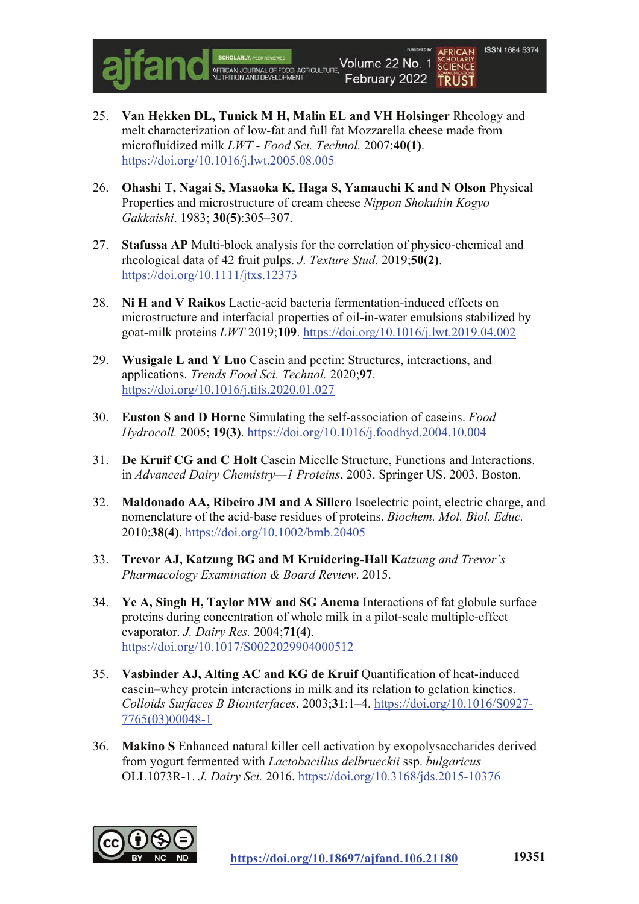25. **Van Hekken DL, Tunick M H, Malin EL and VH Holsinger** Rheology and melt characterization of low-fat and full fat Mozzarella cheese made from microfluidized milk *LWT - Food Sci. Technol.* 2007;**40(1)**. https://doi.org/10.1016/j.lwt.2005.08.005

26. **Ohashi T, Nagai S, Masaoka K, Haga S, Yamauchi K and N Olson** Physical Properties and microstructure of cream cheese *Nippon Shokuhin Kogyo Gakkaishi*. 1983; **30(5)**:305–307.

27. **Stafussa AP** Multi-block analysis for the correlation of physico-chemical and rheological data of 42 fruit pulps. *J. Texture Stud.* 2019;**50(2)**. https://doi.org/10.1111/jtxs.12373

28. **Ni H and V Raikos** Lactic-acid bacteria fermentation-induced effects on microstructure and interfacial properties of oil-in-water emulsions stabilized by goat-milk proteins *LWT* 2019;**109**. https://doi.org/10.1016/j.lwt.2019.04.002

29. **Wusigale L and Y Luo** Casein and pectin: Structures, interactions, and applications. *Trends Food Sci. Technol.* 2020;**97**. https://doi.org/10.1016/j.tifs.2020.01.027

30. **Euston S and D Horne** Simulating the self-association of caseins. *Food Hydrocoll.* 2005; **19(3)**. https://doi.org/10.1016/j.foodhyd.2004.10.004

31. **De Kruif CG and C Holt** Casein Micelle Structure, Functions and Interactions. in *Advanced Dairy Chemistry—1 Proteins*, 2003. Springer US. 2003. Boston.

32. **Maldonado AA, Ribeiro JM and A Sillero** Isoelectric point, electric charge, and nomenclature of the acid-base residues of proteins. *Biochem. Mol. Biol. Educ.* 2010;**38(4)**. https://doi.org/10.1002/bmb.20405

33. **Trevor AJ, Katzung BG and M Kruidering-Hall K***atzung and Trevor's Pharmacology Examination & Board Review*. 2015.

34. **Ye A, Singh H, Taylor MW and SG Anema** Interactions of fat globule surface proteins during concentration of whole milk in a pilot-scale multiple-effect evaporator. *J. Dairy Res.* 2004;**71(4)**. https://doi.org/10.1017/S0022029904000512

35. **Vasbinder AJ, Alting AC and KG de Kruif** Quantification of heat-induced casein–whey protein interactions in milk and its relation to gelation kinetics. *Colloids Surfaces B Biointerfaces*. 2003;**31**:1–4. https://doi.org/10.1016/S0927-7765(03)00048-1

36. **Makino S** Enhanced natural killer cell activation by exopolysaccharides derived from yogurt fermented with *Lactobacillus delbrueckii* ssp. *bulgaricus* OLL1073R-1. *J. Dairy Sci.* 2016. https://doi.org/10.3168/jds.2015-10376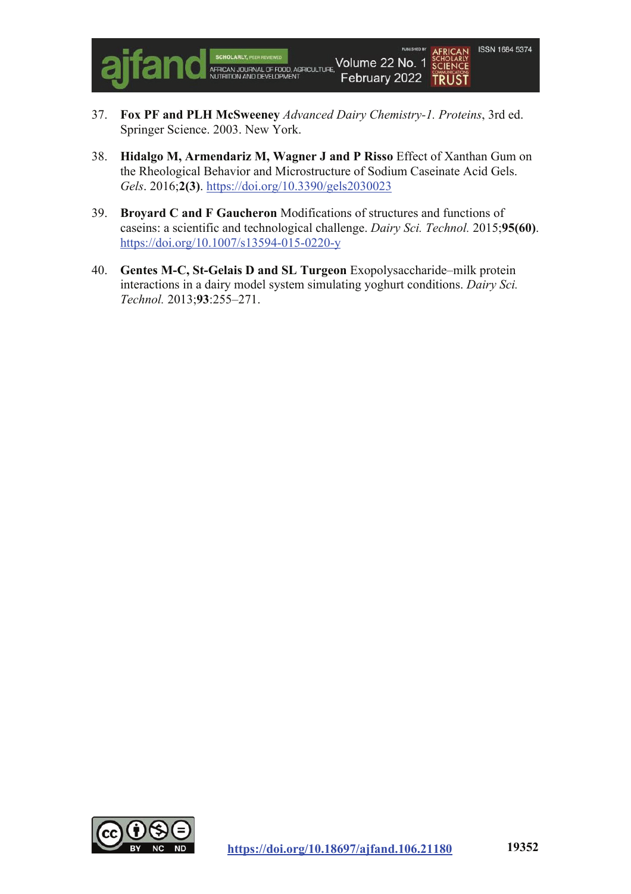37. **Fox PF and PLH McSweeney** *Advanced Dairy Chemistry-1. Proteins*, 3rd ed. Springer Science. 2003. New York.

38. **Hidalgo M, Armendariz M, Wagner J and P Risso** Effect of Xanthan Gum on the Rheological Behavior and Microstructure of Sodium Caseinate Acid Gels. *Gels*. 2016;**2(3)**. https://doi.org/10.3390/gels2030023

39. **Broyard C and F Gaucheron** Modifications of structures and functions of caseins: a scientific and technological challenge. *Dairy Sci. Technol.* 2015;**95(60)**. https://doi.org/10.1007/s13594-015-0220-y

40. **Gentes M-C, St-Gelais D and SL Turgeon** Exopolysaccharide–milk protein interactions in a dairy model system simulating yoghurt conditions. *Dairy Sci. Technol.* 2013;**93**:255–271.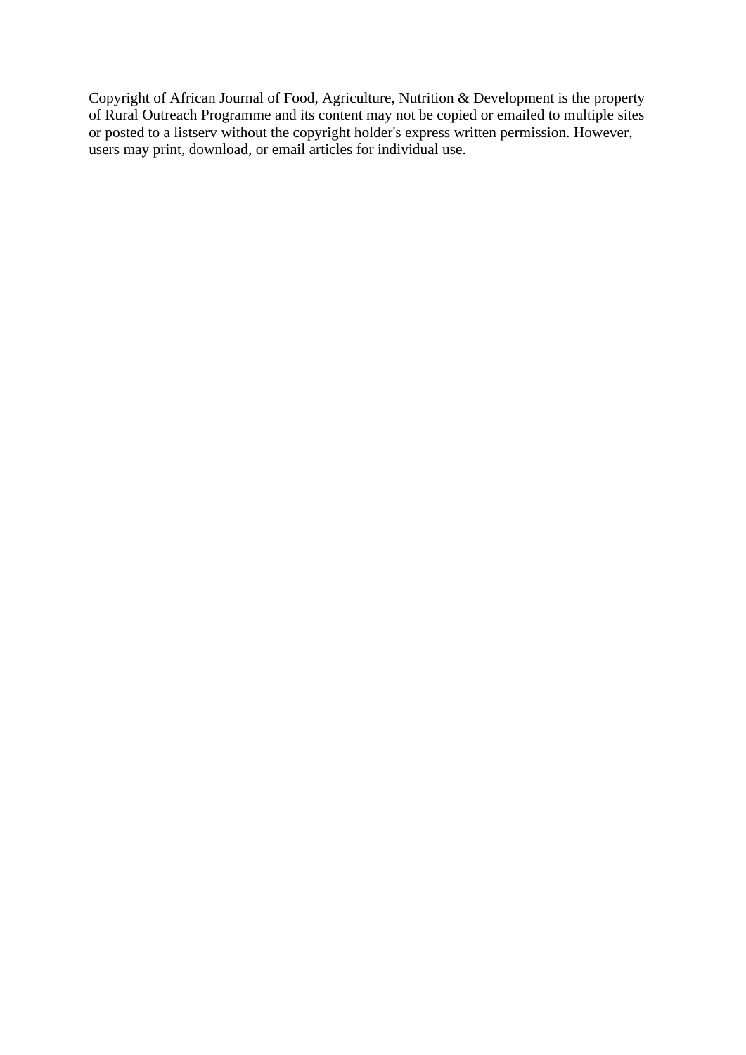Copyright of African Journal of Food, Agriculture, Nutrition & Development is the property of Rural Outreach Programme and its content may not be copied or emailed to multiple sites or posted to a listserv without the copyright holder's express written permission. However, users may print, download, or email articles for individual use.